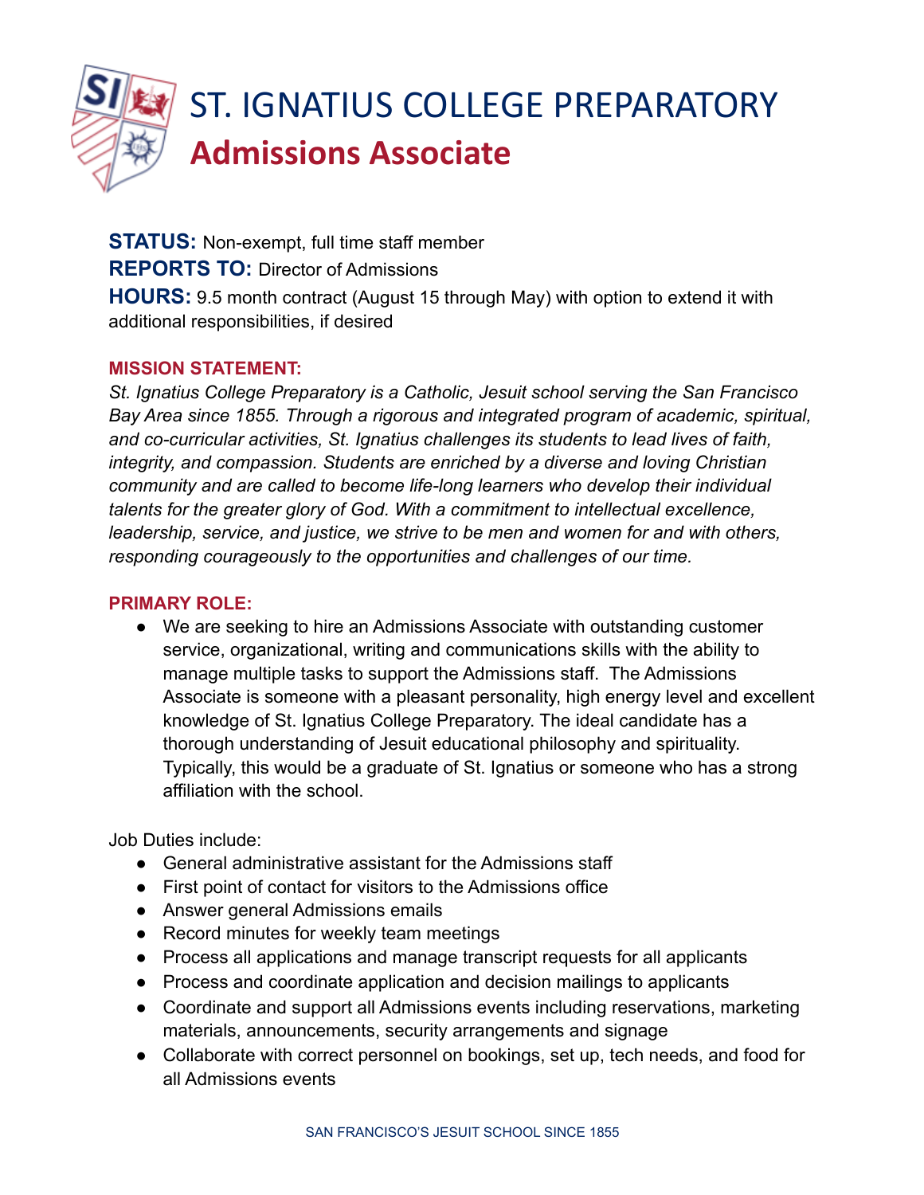# ST. IGNATIUS COLLEGE PREPARATORY

## Admissions Associate

**STATUS:** Non-exempt, full time staff member
**REPORTS TO:** Director of Admissions
**HOURS:** 9.5 month contract (August 15 through May) with option to extend it with additional responsibilities, if desired

**MISSION STATEMENT:**

*St. Ignatius College Preparatory is a Catholic, Jesuit school serving the San Francisco Bay Area since 1855. Through a rigorous and integrated program of academic, spiritual, and co-curricular activities, St. Ignatius challenges its students to lead lives of faith, integrity, and compassion. Students are enriched by a diverse and loving Christian community and are called to become life-long learners who develop their individual talents for the greater glory of God. With a commitment to intellectual excellence, leadership, service, and justice, we strive to be men and women for and with others, responding courageously to the opportunities and challenges of our time.*

**PRIMARY ROLE:**

- We are seeking to hire an Admissions Associate with outstanding customer service, organizational, writing and communications skills with the ability to manage multiple tasks to support the Admissions staff. The Admissions Associate is someone with a pleasant personality, high energy level and excellent knowledge of St. Ignatius College Preparatory. The ideal candidate has a thorough understanding of Jesuit educational philosophy and spirituality. Typically, this would be a graduate of St. Ignatius or someone who has a strong affiliation with the school.

Job Duties include:

- General administrative assistant for the Admissions staff
- First point of contact for visitors to the Admissions office
- Answer general Admissions emails
- Record minutes for weekly team meetings
- Process all applications and manage transcript requests for all applicants
- Process and coordinate application and decision mailings to applicants
- Coordinate and support all Admissions events including reservations, marketing materials, announcements, security arrangements and signage
- Collaborate with correct personnel on bookings, set up, tech needs, and food for all Admissions events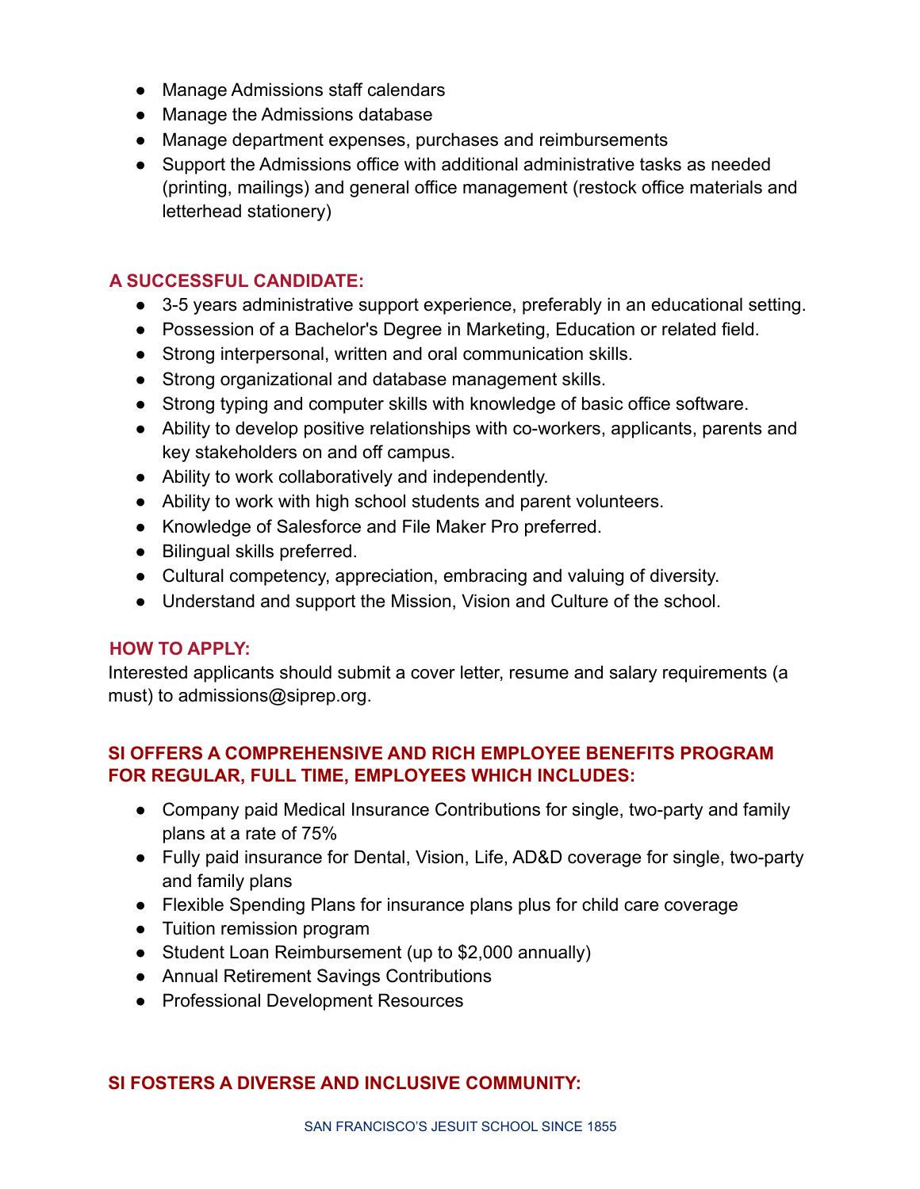- Manage Admissions staff calendars
- Manage the Admissions database
- Manage department expenses, purchases and reimbursements
- Support the Admissions office with additional administrative tasks as needed (printing, mailings) and general office management (restock office materials and letterhead stationery)

## A SUCCESSFUL CANDIDATE:

- 3-5 years administrative support experience, preferably in an educational setting.
- Possession of a Bachelor's Degree in Marketing, Education or related field.
- Strong interpersonal, written and oral communication skills.
- Strong organizational and database management skills.
- Strong typing and computer skills with knowledge of basic office software.
- Ability to develop positive relationships with co-workers, applicants, parents and key stakeholders on and off campus.
- Ability to work collaboratively and independently.
- Ability to work with high school students and parent volunteers.
- Knowledge of Salesforce and File Maker Pro preferred.
- Bilingual skills preferred.
- Cultural competency, appreciation, embracing and valuing of diversity.
- Understand and support the Mission, Vision and Culture of the school.

## HOW TO APPLY:

Interested applicants should submit a cover letter, resume and salary requirements (a must) to admissions@siprep.org.

## SI OFFERS A COMPREHENSIVE AND RICH EMPLOYEE BENEFITS PROGRAM FOR REGULAR, FULL TIME, EMPLOYEES WHICH INCLUDES:

- Company paid Medical Insurance Contributions for single, two-party and family plans at a rate of 75%
- Fully paid insurance for Dental, Vision, Life, AD&D coverage for single, two-party and family plans
- Flexible Spending Plans for insurance plans plus for child care coverage
- Tuition remission program
- Student Loan Reimbursement (up to $2,000 annually)
- Annual Retirement Savings Contributions
- Professional Development Resources

## SI FOSTERS A DIVERSE AND INCLUSIVE COMMUNITY: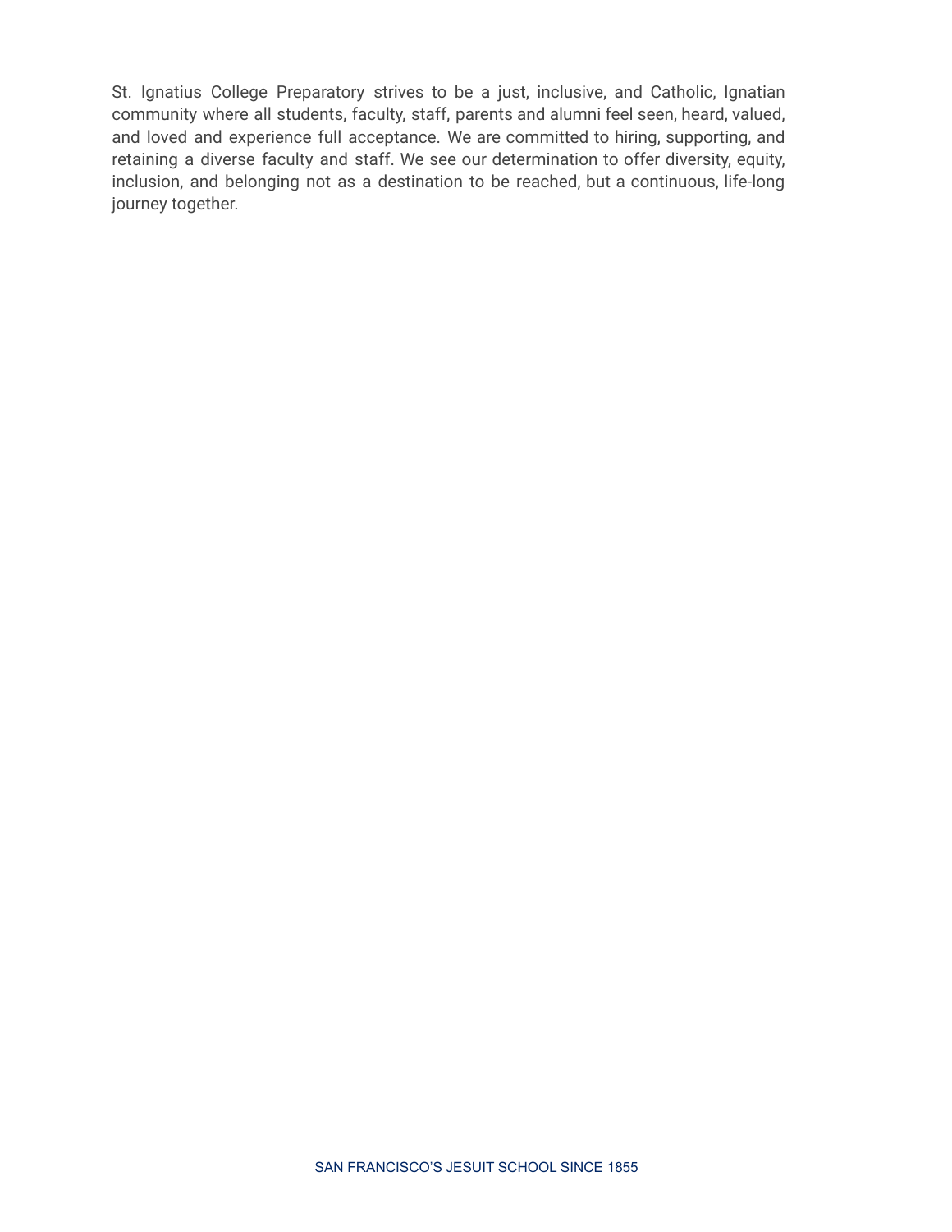St. Ignatius College Preparatory strives to be a just, inclusive, and Catholic, Ignatian community where all students, faculty, staff, parents and alumni feel seen, heard, valued, and loved and experience full acceptance. We are committed to hiring, supporting, and retaining a diverse faculty and staff. We see our determination to offer diversity, equity, inclusion, and belonging not as a destination to be reached, but a continuous, life-long journey together.